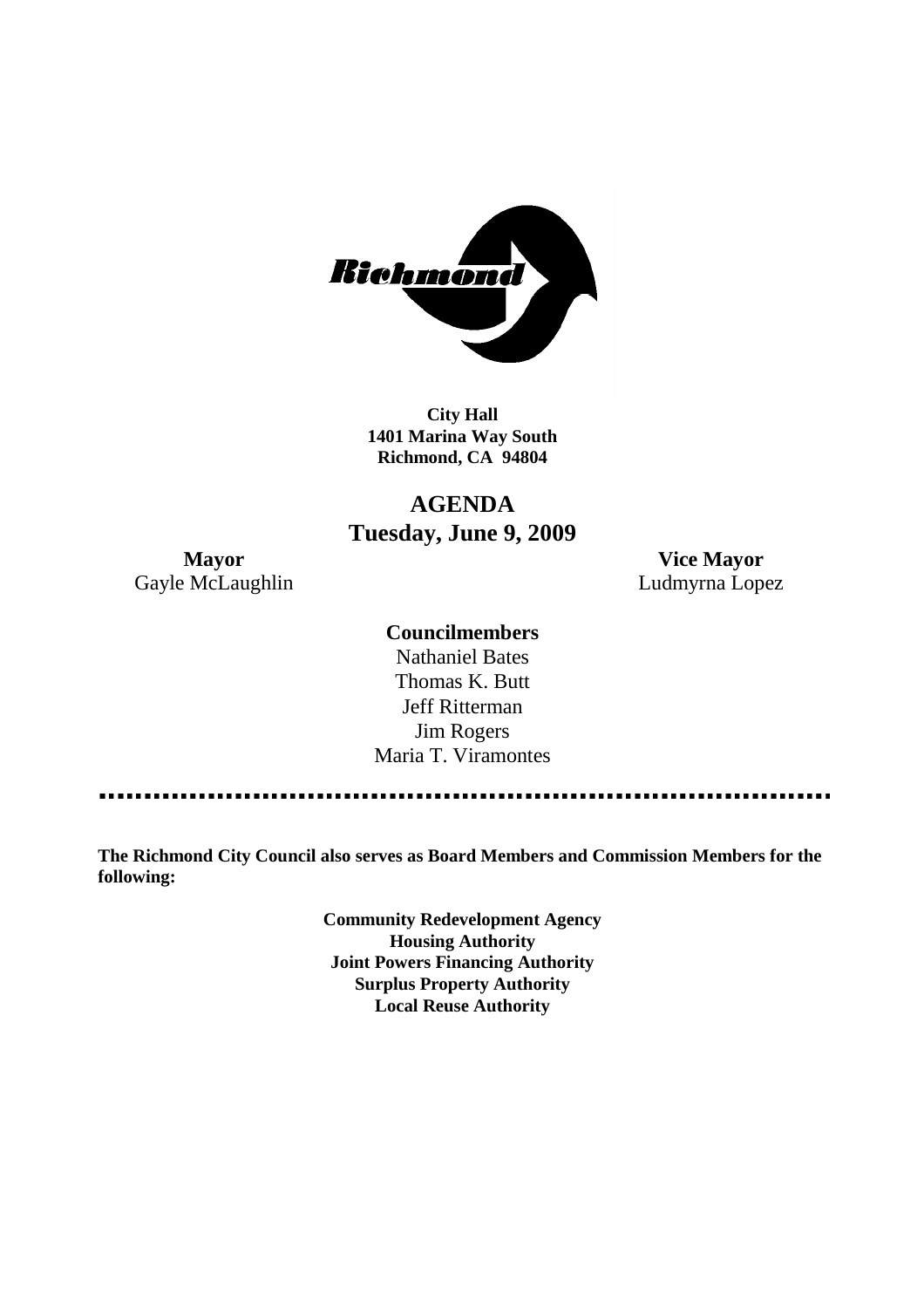**City Hall**
**1401 Marina Way South**
**Richmond, CA 94804**

# AGENDA
## Tuesday, June 9, 2009

**Mayor**
Gayle McLaughlin

**Vice Mayor**
Ludmyrna Lopez

**Councilmembers**
Nathaniel Bates
Thomas K. Butt
Jeff Ritterman
Jim Rogers
Maria T. Viramontes

---

**The Richmond City Council also serves as Board Members and Commission Members for the following:**

**Community Redevelopment Agency**
**Housing Authority**
**Joint Powers Financing Authority**
**Surplus Property Authority**
**Local Reuse Authority**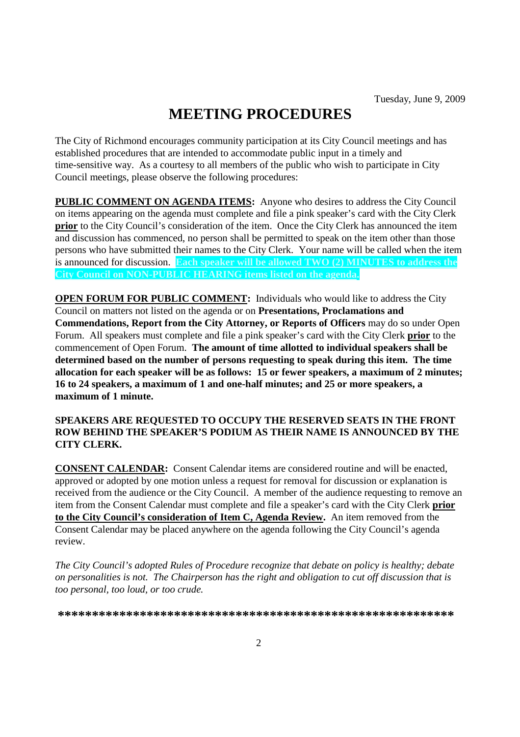Tuesday, June 9, 2009

# MEETING PROCEDURES

The City of Richmond encourages community participation at its City Council meetings and has established procedures that are intended to accommodate public input in a timely and time-sensitive way. As a courtesy to all members of the public who wish to participate in City Council meetings, please observe the following procedures:

**PUBLIC COMMENT ON AGENDA ITEMS:** Anyone who desires to address the City Council on items appearing on the agenda must complete and file a pink speaker's card with the City Clerk **prior** to the City Council's consideration of the item. Once the City Clerk has announced the item and discussion has commenced, no person shall be permitted to speak on the item other than those persons who have submitted their names to the City Clerk. Your name will be called when the item is announced for discussion. **Each speaker will be allowed TWO (2) MINUTES to address the City Council on NON-PUBLIC HEARING items listed on the agenda.**

**OPEN FORUM FOR PUBLIC COMMENT:** Individuals who would like to address the City Council on matters not listed on the agenda or on **Presentations, Proclamations and Commendations, Report from the City Attorney, or Reports of Officers** may do so under Open Forum. All speakers must complete and file a pink speaker's card with the City Clerk **prior** to the commencement of Open Forum. **The amount of time allotted to individual speakers shall be determined based on the number of persons requesting to speak during this item. The time allocation for each speaker will be as follows: 15 or fewer speakers, a maximum of 2 minutes; 16 to 24 speakers, a maximum of 1 and one-half minutes; and 25 or more speakers, a maximum of 1 minute.**

**SPEAKERS ARE REQUESTED TO OCCUPY THE RESERVED SEATS IN THE FRONT ROW BEHIND THE SPEAKER'S PODIUM AS THEIR NAME IS ANNOUNCED BY THE CITY CLERK.**

**CONSENT CALENDAR:** Consent Calendar items are considered routine and will be enacted, approved or adopted by one motion unless a request for removal for discussion or explanation is received from the audience or the City Council. A member of the audience requesting to remove an item from the Consent Calendar must complete and file a speaker's card with the City Clerk **prior to the City Council's consideration of Item C, Agenda Review.** An item removed from the Consent Calendar may be placed anywhere on the agenda following the City Council's agenda review.

*The City Council's adopted Rules of Procedure recognize that debate on policy is healthy; debate on personalities is not. The Chairperson has the right and obligation to cut off discussion that is too personal, too loud, or too crude.*

**********************************************************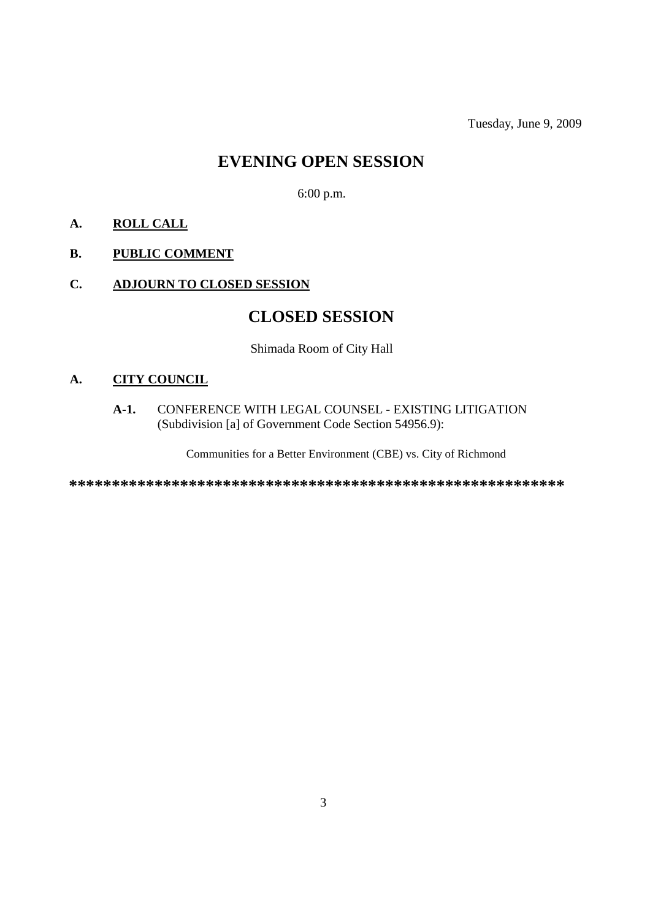Tuesday, June 9, 2009

# EVENING OPEN SESSION

6:00 p.m.

**A. ROLL CALL**

**B. PUBLIC COMMENT**

**C. ADJOURN TO CLOSED SESSION**

# CLOSED SESSION

Shimada Room of City Hall

**A. CITY COUNCIL**

**A-1.** CONFERENCE WITH LEGAL COUNSEL - EXISTING LITIGATION (Subdivision [a] of Government Code Section 54956.9):

Communities for a Better Environment (CBE) vs. City of Richmond

**************************************************************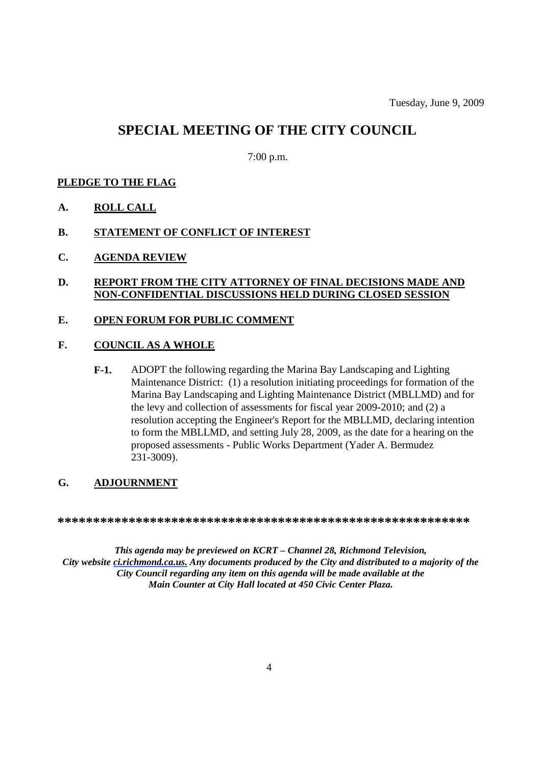Tuesday, June 9, 2009

# SPECIAL MEETING OF THE CITY COUNCIL

7:00 p.m.

**PLEDGE TO THE FLAG**

**A. ROLL CALL**

**B. STATEMENT OF CONFLICT OF INTEREST**

**C. AGENDA REVIEW**

**D. REPORT FROM THE CITY ATTORNEY OF FINAL DECISIONS MADE AND NON-CONFIDENTIAL DISCUSSIONS HELD DURING CLOSED SESSION**

**E. OPEN FORUM FOR PUBLIC COMMENT**

**F. COUNCIL AS A WHOLE**

**F-1.** ADOPT the following regarding the Marina Bay Landscaping and Lighting Maintenance District: (1) a resolution initiating proceedings for formation of the Marina Bay Landscaping and Lighting Maintenance District (MBLLMD) and for the levy and collection of assessments for fiscal year 2009-2010; and (2) a resolution accepting the Engineer's Report for the MBLLMD, declaring intention to form the MBLLMD, and setting July 28, 2009, as the date for a hearing on the proposed assessments - Public Works Department (Yader A. Bermudez 231-3009).

**G. ADJOURNMENT**

**\*\*\*\*\*\*\*\*\*\*\*\*\*\*\*\*\*\*\*\*\*\*\*\*\*\*\*\*\*\*\*\*\*\*\*\*\*\*\*\*\*\*\*\*\*\*\*\*\*\*\*\*\*\*\*\*\*\*\*\***

***This agenda may be previewed on KCRT – Channel 28, Richmond Television, City website ci.richmond.ca.us. Any documents produced by the City and distributed to a majority of the City Council regarding any item on this agenda will be made available at the Main Counter at City Hall located at 450 Civic Center Plaza.***